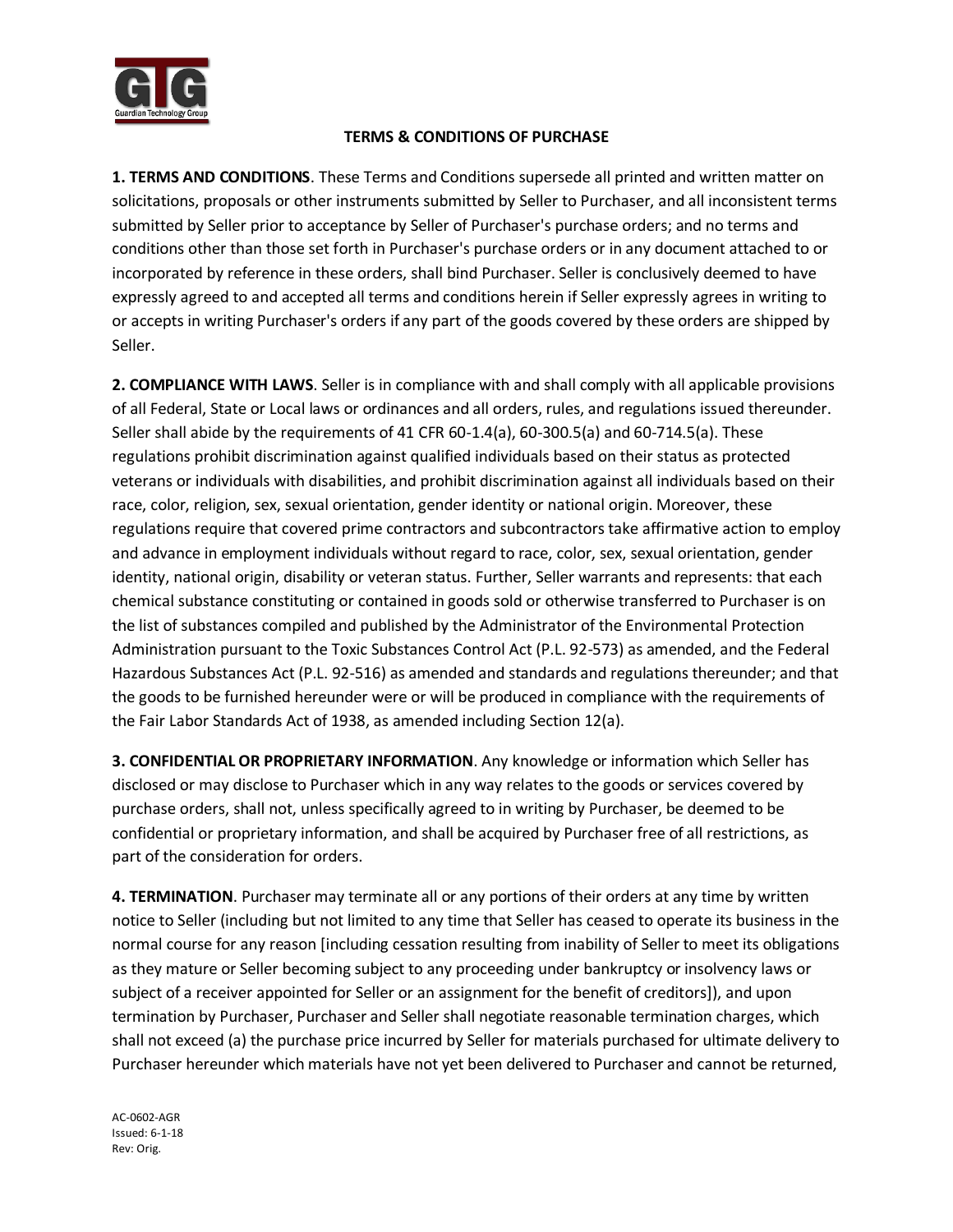**TERMS & CONDITIONS OF PURCHASE**

**1. TERMS AND CONDITIONS**. These Terms and Conditions supersede all printed and written matter on solicitations, proposals or other instruments submitted by Seller to Purchaser, and all inconsistent terms submitted by Seller prior to acceptance by Seller of Purchaser's purchase orders; and no terms and conditions other than those set forth in Purchaser's purchase orders or in any document attached to or incorporated by reference in these orders, shall bind Purchaser. Seller is conclusively deemed to have expressly agreed to and accepted all terms and conditions herein if Seller expressly agrees in writing to or accepts in writing Purchaser's orders if any part of the goods covered by these orders are shipped by Seller.

**2. COMPLIANCE WITH LAWS**. Seller is in compliance with and shall comply with all applicable provisions of all Federal, State or Local laws or ordinances and all orders, rules, and regulations issued thereunder. Seller shall abide by the requirements of 41 CFR 60-1.4(a), 60-300.5(a) and 60-714.5(a). These regulations prohibit discrimination against qualified individuals based on their status as protected veterans or individuals with disabilities, and prohibit discrimination against all individuals based on their race, color, religion, sex, sexual orientation, gender identity or national origin. Moreover, these regulations require that covered prime contractors and subcontractors take affirmative action to employ and advance in employment individuals without regard to race, color, sex, sexual orientation, gender identity, national origin, disability or veteran status. Further, Seller warrants and represents: that each chemical substance constituting or contained in goods sold or otherwise transferred to Purchaser is on the list of substances compiled and published by the Administrator of the Environmental Protection Administration pursuant to the Toxic Substances Control Act (P.L. 92-573) as amended, and the Federal Hazardous Substances Act (P.L. 92-516) as amended and standards and regulations thereunder; and that the goods to be furnished hereunder were or will be produced in compliance with the requirements of the Fair Labor Standards Act of 1938, as amended including Section 12(a).

**3. CONFIDENTIAL OR PROPRIETARY INFORMATION**. Any knowledge or information which Seller has disclosed or may disclose to Purchaser which in any way relates to the goods or services covered by purchase orders, shall not, unless specifically agreed to in writing by Purchaser, be deemed to be confidential or proprietary information, and shall be acquired by Purchaser free of all restrictions, as part of the consideration for orders.

**4. TERMINATION**. Purchaser may terminate all or any portions of their orders at any time by written notice to Seller (including but not limited to any time that Seller has ceased to operate its business in the normal course for any reason [including cessation resulting from inability of Seller to meet its obligations as they mature or Seller becoming subject to any proceeding under bankruptcy or insolvency laws or subject of a receiver appointed for Seller or an assignment for the benefit of creditors]), and upon termination by Purchaser, Purchaser and Seller shall negotiate reasonable termination charges, which shall not exceed (a) the purchase price incurred by Seller for materials purchased for ultimate delivery to Purchaser hereunder which materials have not yet been delivered to Purchaser and cannot be returned,

AC-0602-AGR
Issued: 6-1-18
Rev: Orig.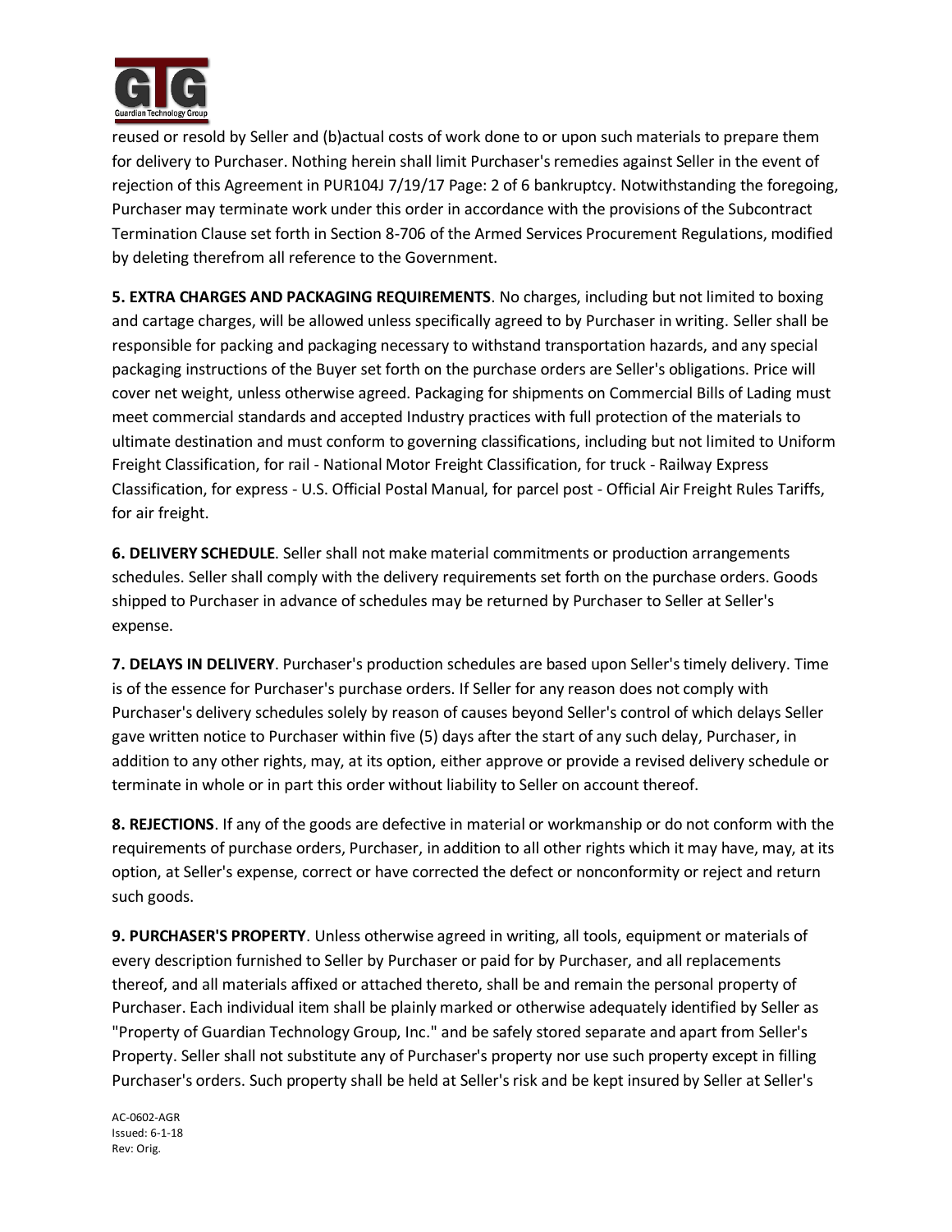reused or resold by Seller and (b)actual costs of work done to or upon such materials to prepare them for delivery to Purchaser. Nothing herein shall limit Purchaser's remedies against Seller in the event of rejection of this Agreement in PUR104J 7/19/17 Page: 2 of 6 bankruptcy. Notwithstanding the foregoing, Purchaser may terminate work under this order in accordance with the provisions of the Subcontract Termination Clause set forth in Section 8-706 of the Armed Services Procurement Regulations, modified by deleting therefrom all reference to the Government.

**5. EXTRA CHARGES AND PACKAGING REQUIREMENTS**. No charges, including but not limited to boxing and cartage charges, will be allowed unless specifically agreed to by Purchaser in writing. Seller shall be responsible for packing and packaging necessary to withstand transportation hazards, and any special packaging instructions of the Buyer set forth on the purchase orders are Seller's obligations. Price will cover net weight, unless otherwise agreed. Packaging for shipments on Commercial Bills of Lading must meet commercial standards and accepted Industry practices with full protection of the materials to ultimate destination and must conform to governing classifications, including but not limited to Uniform Freight Classification, for rail - National Motor Freight Classification, for truck - Railway Express Classification, for express - U.S. Official Postal Manual, for parcel post - Official Air Freight Rules Tariffs, for air freight.

**6. DELIVERY SCHEDULE**. Seller shall not make material commitments or production arrangements schedules. Seller shall comply with the delivery requirements set forth on the purchase orders. Goods shipped to Purchaser in advance of schedules may be returned by Purchaser to Seller at Seller's expense.

**7. DELAYS IN DELIVERY**. Purchaser's production schedules are based upon Seller's timely delivery. Time is of the essence for Purchaser's purchase orders. If Seller for any reason does not comply with Purchaser's delivery schedules solely by reason of causes beyond Seller's control of which delays Seller gave written notice to Purchaser within five (5) days after the start of any such delay, Purchaser, in addition to any other rights, may, at its option, either approve or provide a revised delivery schedule or terminate in whole or in part this order without liability to Seller on account thereof.

**8. REJECTIONS**. If any of the goods are defective in material or workmanship or do not conform with the requirements of purchase orders, Purchaser, in addition to all other rights which it may have, may, at its option, at Seller's expense, correct or have corrected the defect or nonconformity or reject and return such goods.

**9. PURCHASER'S PROPERTY**. Unless otherwise agreed in writing, all tools, equipment or materials of every description furnished to Seller by Purchaser or paid for by Purchaser, and all replacements thereof, and all materials affixed or attached thereto, shall be and remain the personal property of Purchaser. Each individual item shall be plainly marked or otherwise adequately identified by Seller as "Property of Guardian Technology Group, Inc." and be safely stored separate and apart from Seller's Property. Seller shall not substitute any of Purchaser's property nor use such property except in filling Purchaser's orders. Such property shall be held at Seller's risk and be kept insured by Seller at Seller's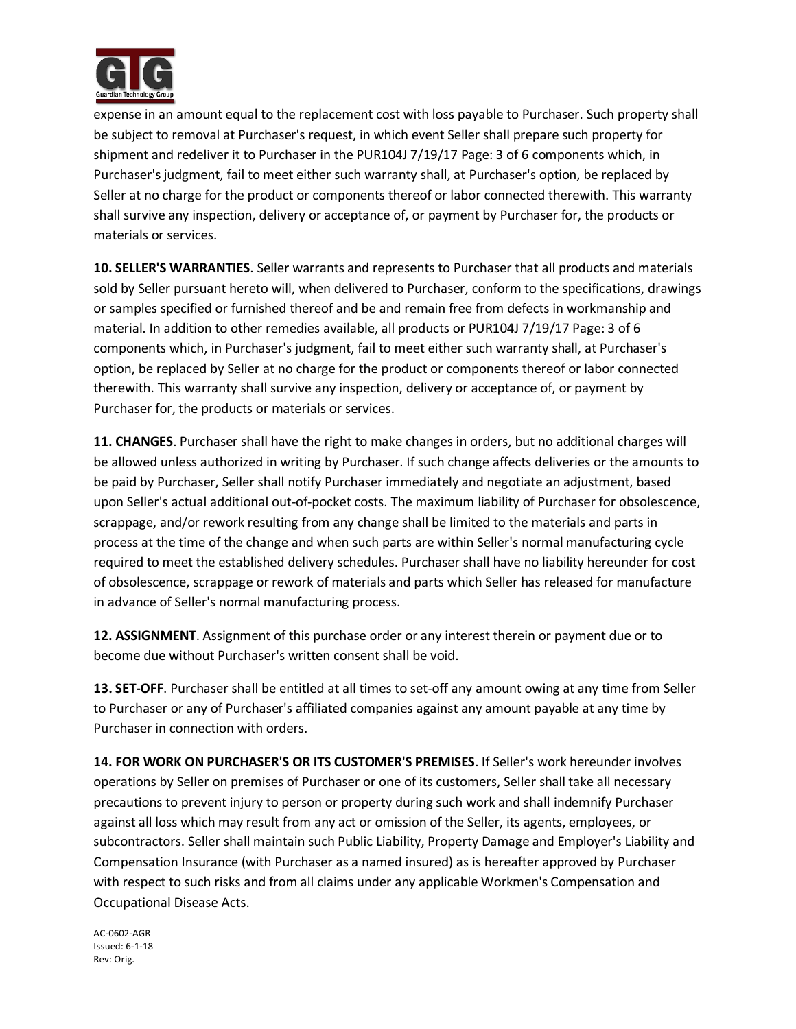expense in an amount equal to the replacement cost with loss payable to Purchaser. Such property shall be subject to removal at Purchaser's request, in which event Seller shall prepare such property for shipment and redeliver it to Purchaser in the PUR104J 7/19/17 Page: 3 of 6 components which, in Purchaser's judgment, fail to meet either such warranty shall, at Purchaser's option, be replaced by Seller at no charge for the product or components thereof or labor connected therewith. This warranty shall survive any inspection, delivery or acceptance of, or payment by Purchaser for, the products or materials or services.

**10. SELLER'S WARRANTIES**. Seller warrants and represents to Purchaser that all products and materials sold by Seller pursuant hereto will, when delivered to Purchaser, conform to the specifications, drawings or samples specified or furnished thereof and be and remain free from defects in workmanship and material. In addition to other remedies available, all products or PUR104J 7/19/17 Page: 3 of 6 components which, in Purchaser's judgment, fail to meet either such warranty shall, at Purchaser's option, be replaced by Seller at no charge for the product or components thereof or labor connected therewith. This warranty shall survive any inspection, delivery or acceptance of, or payment by Purchaser for, the products or materials or services.

**11. CHANGES**. Purchaser shall have the right to make changes in orders, but no additional charges will be allowed unless authorized in writing by Purchaser. If such change affects deliveries or the amounts to be paid by Purchaser, Seller shall notify Purchaser immediately and negotiate an adjustment, based upon Seller's actual additional out-of-pocket costs. The maximum liability of Purchaser for obsolescence, scrappage, and/or rework resulting from any change shall be limited to the materials and parts in process at the time of the change and when such parts are within Seller's normal manufacturing cycle required to meet the established delivery schedules. Purchaser shall have no liability hereunder for cost of obsolescence, scrappage or rework of materials and parts which Seller has released for manufacture in advance of Seller's normal manufacturing process.

**12. ASSIGNMENT**. Assignment of this purchase order or any interest therein or payment due or to become due without Purchaser's written consent shall be void.

**13. SET-OFF**. Purchaser shall be entitled at all times to set-off any amount owing at any time from Seller to Purchaser or any of Purchaser's affiliated companies against any amount payable at any time by Purchaser in connection with orders.

**14. FOR WORK ON PURCHASER'S OR ITS CUSTOMER'S PREMISES**. If Seller's work hereunder involves operations by Seller on premises of Purchaser or one of its customers, Seller shall take all necessary precautions to prevent injury to person or property during such work and shall indemnify Purchaser against all loss which may result from any act or omission of the Seller, its agents, employees, or subcontractors. Seller shall maintain such Public Liability, Property Damage and Employer's Liability and Compensation Insurance (with Purchaser as a named insured) as is hereafter approved by Purchaser with respect to such risks and from all claims under any applicable Workmen's Compensation and Occupational Disease Acts.

AC-0602-AGR
Issued: 6-1-18
Rev: Orig.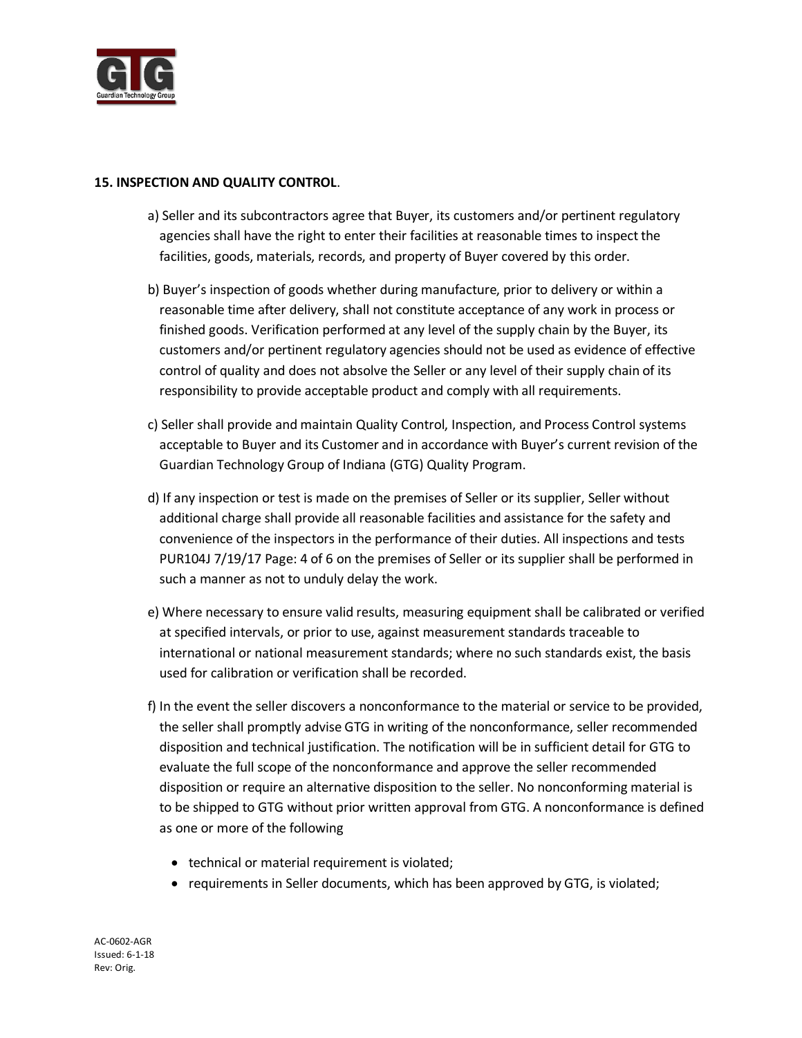**15. INSPECTION AND QUALITY CONTROL**.

a) Seller and its subcontractors agree that Buyer, its customers and/or pertinent regulatory agencies shall have the right to enter their facilities at reasonable times to inspect the facilities, goods, materials, records, and property of Buyer covered by this order.

b) Buyer's inspection of goods whether during manufacture, prior to delivery or within a reasonable time after delivery, shall not constitute acceptance of any work in process or finished goods. Verification performed at any level of the supply chain by the Buyer, its customers and/or pertinent regulatory agencies should not be used as evidence of effective control of quality and does not absolve the Seller or any level of their supply chain of its responsibility to provide acceptable product and comply with all requirements.

c) Seller shall provide and maintain Quality Control, Inspection, and Process Control systems acceptable to Buyer and its Customer and in accordance with Buyer's current revision of the Guardian Technology Group of Indiana (GTG) Quality Program.

d) If any inspection or test is made on the premises of Seller or its supplier, Seller without additional charge shall provide all reasonable facilities and assistance for the safety and convenience of the inspectors in the performance of their duties. All inspections and tests PUR104J 7/19/17 Page: 4 of 6 on the premises of Seller or its supplier shall be performed in such a manner as not to unduly delay the work.

e) Where necessary to ensure valid results, measuring equipment shall be calibrated or verified at specified intervals, or prior to use, against measurement standards traceable to international or national measurement standards; where no such standards exist, the basis used for calibration or verification shall be recorded.

f) In the event the seller discovers a nonconformance to the material or service to be provided, the seller shall promptly advise GTG in writing of the nonconformance, seller recommended disposition and technical justification. The notification will be in sufficient detail for GTG to evaluate the full scope of the nonconformance and approve the seller recommended disposition or require an alternative disposition to the seller. No nonconforming material is to be shipped to GTG without prior written approval from GTG. A nonconformance is defined as one or more of the following

- technical or material requirement is violated;
- requirements in Seller documents, which has been approved by GTG, is violated;

AC-0602-AGR
Issued: 6-1-18
Rev: Orig.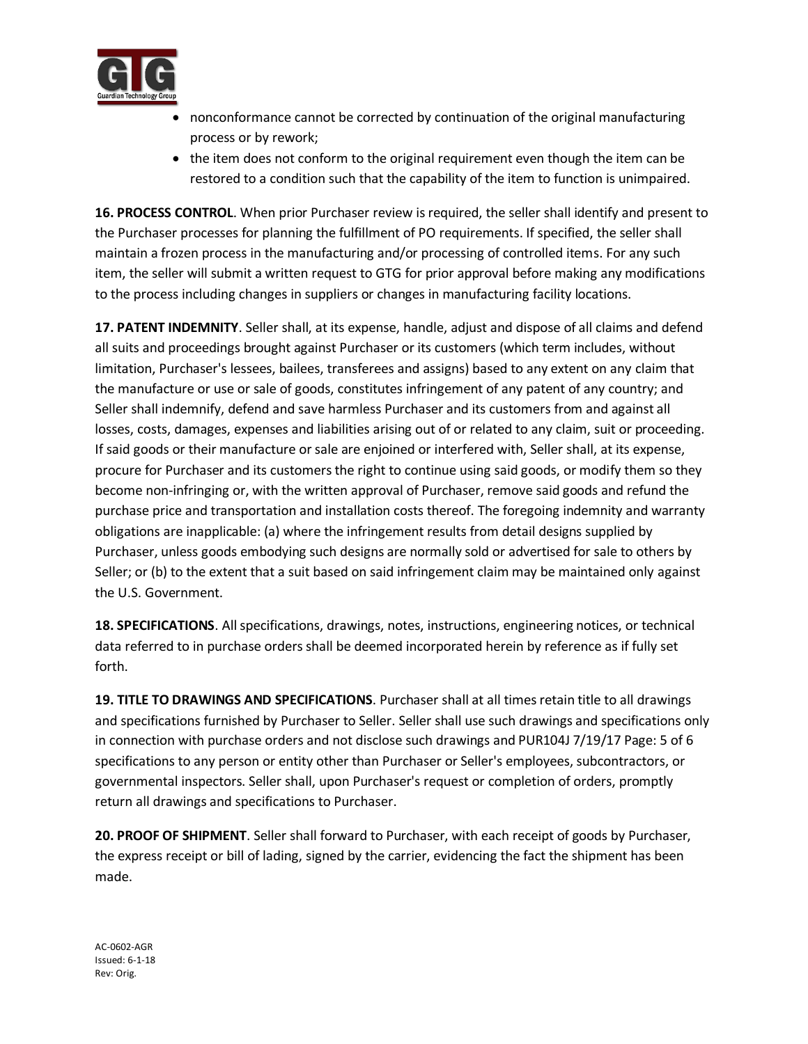- nonconformance cannot be corrected by continuation of the original manufacturing process or by rework;
- the item does not conform to the original requirement even though the item can be restored to a condition such that the capability of the item to function is unimpaired.

**16. PROCESS CONTROL**. When prior Purchaser review is required, the seller shall identify and present to the Purchaser processes for planning the fulfillment of PO requirements. If specified, the seller shall maintain a frozen process in the manufacturing and/or processing of controlled items. For any such item, the seller will submit a written request to GTG for prior approval before making any modifications to the process including changes in suppliers or changes in manufacturing facility locations.

**17. PATENT INDEMNITY**. Seller shall, at its expense, handle, adjust and dispose of all claims and defend all suits and proceedings brought against Purchaser or its customers (which term includes, without limitation, Purchaser's lessees, bailees, transferees and assigns) based to any extent on any claim that the manufacture or use or sale of goods, constitutes infringement of any patent of any country; and Seller shall indemnify, defend and save harmless Purchaser and its customers from and against all losses, costs, damages, expenses and liabilities arising out of or related to any claim, suit or proceeding. If said goods or their manufacture or sale are enjoined or interfered with, Seller shall, at its expense, procure for Purchaser and its customers the right to continue using said goods, or modify them so they become non-infringing or, with the written approval of Purchaser, remove said goods and refund the purchase price and transportation and installation costs thereof. The foregoing indemnity and warranty obligations are inapplicable: (a) where the infringement results from detail designs supplied by Purchaser, unless goods embodying such designs are normally sold or advertised for sale to others by Seller; or (b) to the extent that a suit based on said infringement claim may be maintained only against the U.S. Government.

**18. SPECIFICATIONS**. All specifications, drawings, notes, instructions, engineering notices, or technical data referred to in purchase orders shall be deemed incorporated herein by reference as if fully set forth.

**19. TITLE TO DRAWINGS AND SPECIFICATIONS**. Purchaser shall at all times retain title to all drawings and specifications furnished by Purchaser to Seller. Seller shall use such drawings and specifications only in connection with purchase orders and not disclose such drawings and PUR104J 7/19/17 Page: 5 of 6 specifications to any person or entity other than Purchaser or Seller's employees, subcontractors, or governmental inspectors. Seller shall, upon Purchaser's request or completion of orders, promptly return all drawings and specifications to Purchaser.

**20. PROOF OF SHIPMENT**. Seller shall forward to Purchaser, with each receipt of goods by Purchaser, the express receipt or bill of lading, signed by the carrier, evidencing the fact the shipment has been made.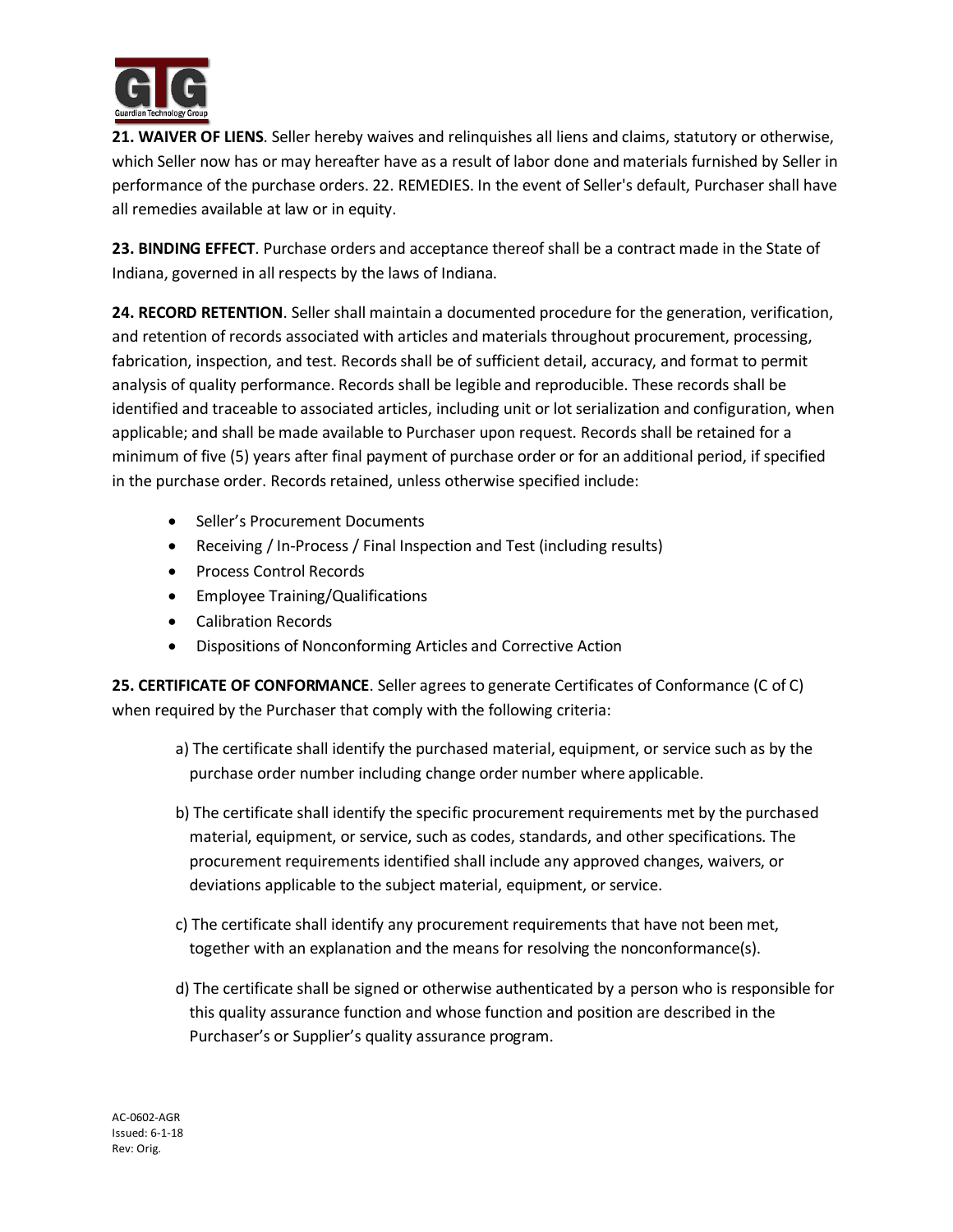**21. WAIVER OF LIENS**. Seller hereby waives and relinquishes all liens and claims, statutory or otherwise, which Seller now has or may hereafter have as a result of labor done and materials furnished by Seller in performance of the purchase orders. 22. REMEDIES. In the event of Seller's default, Purchaser shall have all remedies available at law or in equity.

**23. BINDING EFFECT**. Purchase orders and acceptance thereof shall be a contract made in the State of Indiana, governed in all respects by the laws of Indiana.

**24. RECORD RETENTION**. Seller shall maintain a documented procedure for the generation, verification, and retention of records associated with articles and materials throughout procurement, processing, fabrication, inspection, and test. Records shall be of sufficient detail, accuracy, and format to permit analysis of quality performance. Records shall be legible and reproducible. These records shall be identified and traceable to associated articles, including unit or lot serialization and configuration, when applicable; and shall be made available to Purchaser upon request. Records shall be retained for a minimum of five (5) years after final payment of purchase order or for an additional period, if specified in the purchase order. Records retained, unless otherwise specified include:

- Seller's Procurement Documents
- Receiving / In-Process / Final Inspection and Test (including results)
- Process Control Records
- Employee Training/Qualifications
- Calibration Records
- Dispositions of Nonconforming Articles and Corrective Action

**25. CERTIFICATE OF CONFORMANCE**. Seller agrees to generate Certificates of Conformance (C of C) when required by the Purchaser that comply with the following criteria:

a) The certificate shall identify the purchased material, equipment, or service such as by the purchase order number including change order number where applicable.

b) The certificate shall identify the specific procurement requirements met by the purchased material, equipment, or service, such as codes, standards, and other specifications. The procurement requirements identified shall include any approved changes, waivers, or deviations applicable to the subject material, equipment, or service.

c) The certificate shall identify any procurement requirements that have not been met, together with an explanation and the means for resolving the nonconformance(s).

d) The certificate shall be signed or otherwise authenticated by a person who is responsible for this quality assurance function and whose function and position are described in the Purchaser's or Supplier's quality assurance program.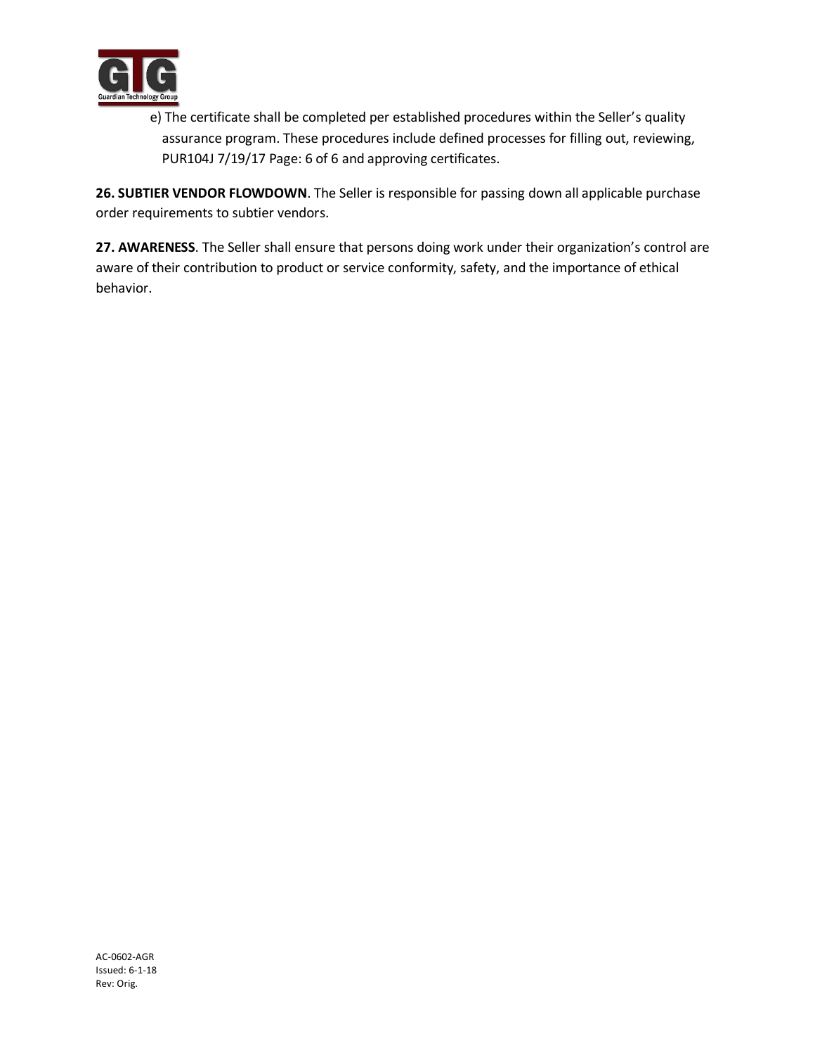e) The certificate shall be completed per established procedures within the Seller's quality assurance program. These procedures include defined processes for filling out, reviewing, PUR104J 7/19/17 Page: 6 of 6 and approving certificates.

**26. SUBTIER VENDOR FLOWDOWN**. The Seller is responsible for passing down all applicable purchase order requirements to subtier vendors.

**27. AWARENESS**. The Seller shall ensure that persons doing work under their organization's control are aware of their contribution to product or service conformity, safety, and the importance of ethical behavior.